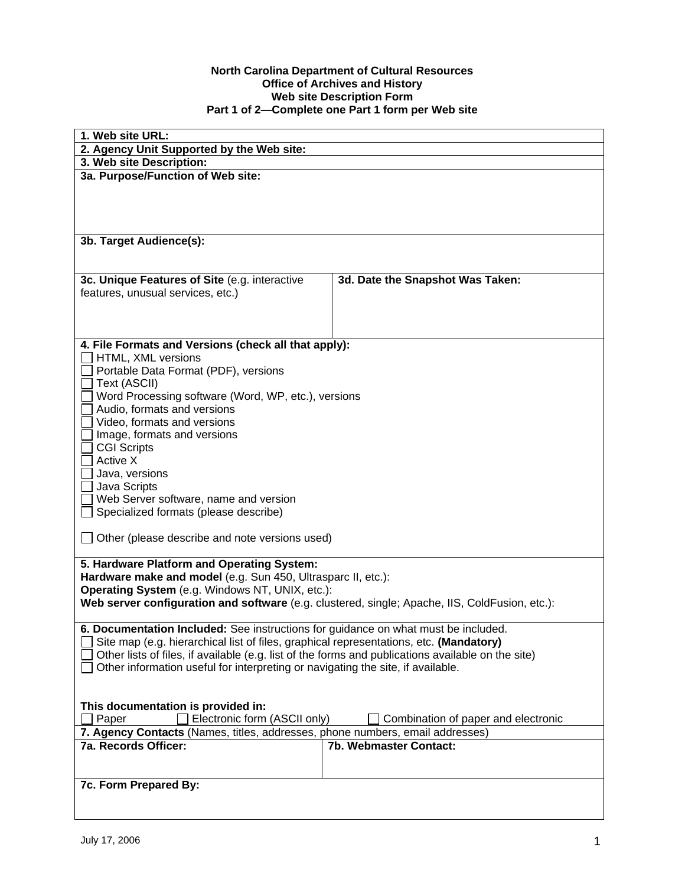**North Carolina Department of Cultural Resources**
**Office of Archives and History**
**Web site Description Form**
**Part 1 of 2—Complete one Part 1 form per Web site**

**1. Web site URL:**

**2. Agency Unit Supported by the Web site:**

**3. Web site Description:**

**3a. Purpose/Function of Web site:**

**3b. Target Audience(s):**

**3c. Unique Features of Site** (e.g. interactive features, unusual services, etc.)

**3d. Date the Snapshot Was Taken:**

**4. File Formats and Versions (check all that apply):**

- ☐ HTML, XML versions
- ☐ Portable Data Format (PDF), versions
- ☐ Text (ASCII)
- ☐ Word Processing software (Word, WP, etc.), versions
- ☐ Audio, formats and versions
- ☐ Video, formats and versions
- ☐ Image, formats and versions
- ☐ CGI Scripts
- ☐ Active X
- ☐ Java, versions
- ☐ Java Scripts
- ☐ Web Server software, name and version
- ☐ Specialized formats (please describe)

- ☐ Other (please describe and note versions used)

**5. Hardware Platform and Operating System:**
**Hardware make and model** (e.g. Sun 450, Ultrasparc II, etc.):
**Operating System** (e.g. Windows NT, UNIX, etc.):
**Web server configuration and software** (e.g. clustered, single; Apache, IIS, ColdFusion, etc.):

**6. Documentation Included:** See instructions for guidance on what must be included.

- ☐ Site map (e.g. hierarchical list of files, graphical representations, etc. **(Mandatory)**
- ☐ Other lists of files, if available (e.g. list of the forms and publications available on the site)
- ☐ Other information useful for interpreting or navigating the site, if available.

**This documentation is provided in:**
☐ Paper ☐ Electronic form (ASCII only) ☐ Combination of paper and electronic

**7. Agency Contacts** (Names, titles, addresses, phone numbers, email addresses)

**7a. Records Officer:**

**7b. Webmaster Contact:**

**7c. Form Prepared By:**

July 17, 2006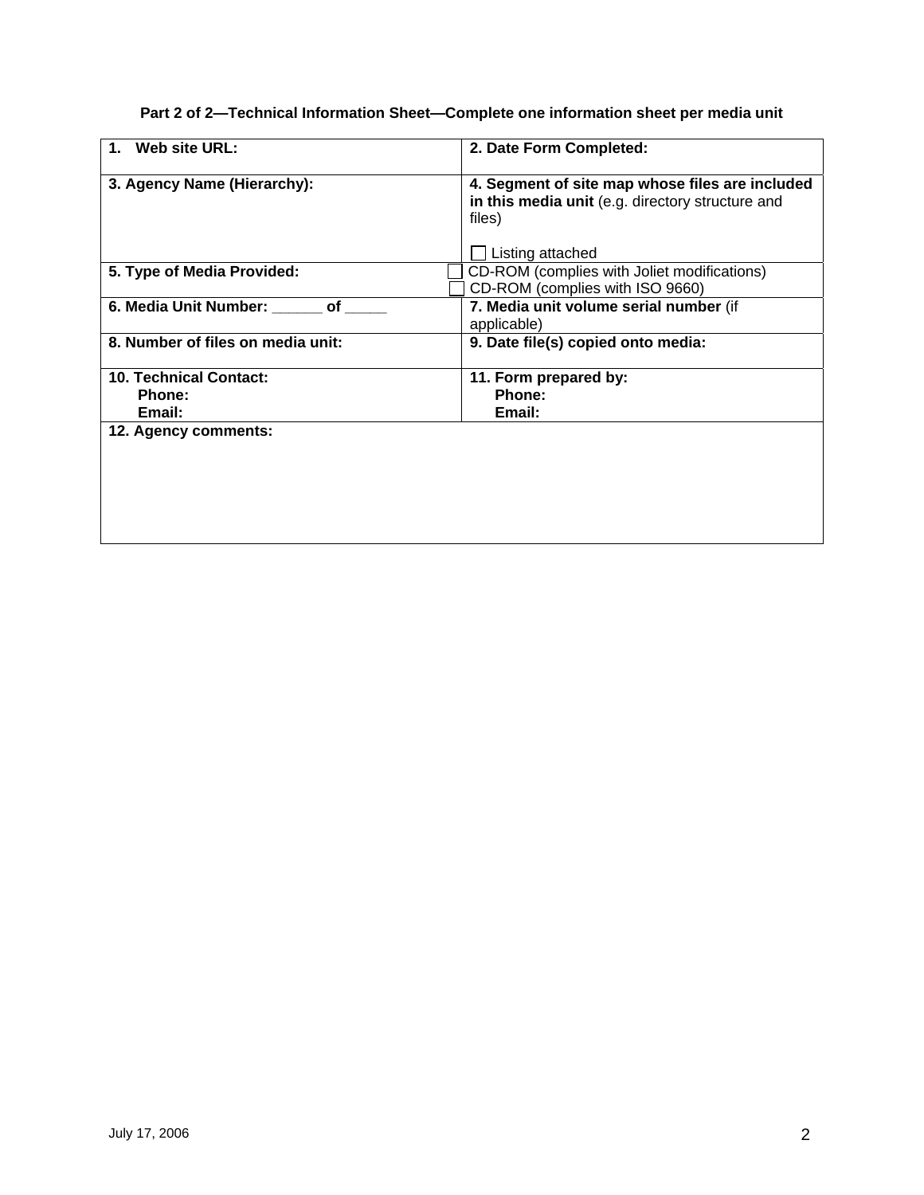**Part 2 of 2—Technical Information Sheet—Complete one information sheet per media unit**

| | |
|---|---|
| **1. Web site URL:** | **2. Date Form Completed:** |
| **3. Agency Name (Hierarchy):** | **4. Segment of site map whose files are included in this media unit** (e.g. directory structure and files)<br><br>☐ Listing attached |
| **5. Type of Media Provided:** | ☐ CD-ROM (complies with Joliet modifications)<br>☐ CD-ROM (complies with ISO 9660) |
| **6. Media Unit Number: ______ of _____** | **7. Media unit volume serial number** (if applicable) |
| **8. Number of files on media unit:** | **9. Date file(s) copied onto media:** |
| **10. Technical Contact:**<br>**Phone:**<br>**Email:** | **11. Form prepared by:**<br>**Phone:**<br>**Email:** |
| **12. Agency comments:** | |

July 17, 2006